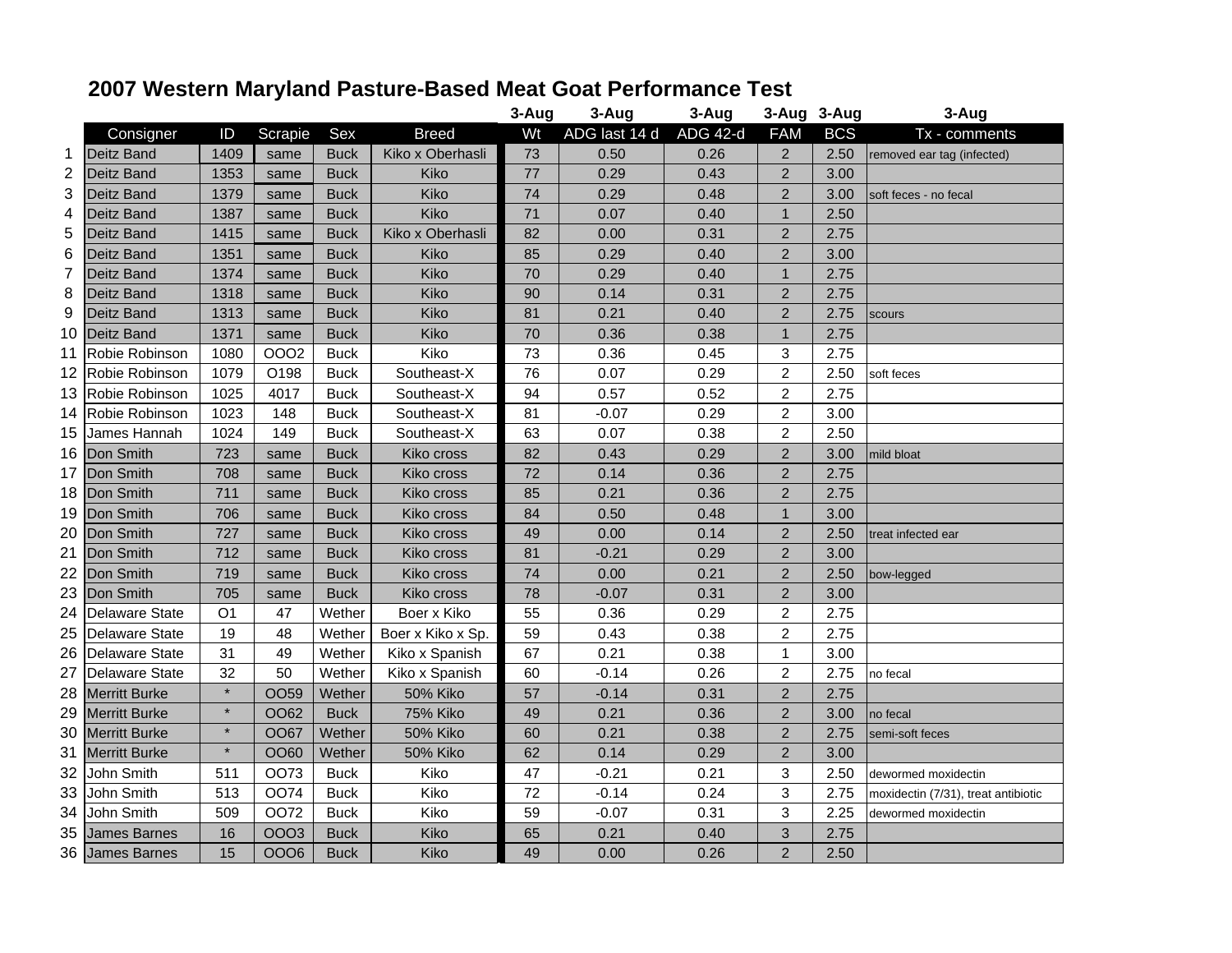# 2007 Western Maryland Pasture-Based Meat Goat Performance Test

| | Consigner | ID | Scrapie | Sex | Breed | 3-Aug Wt | 3-Aug ADG last 14 d | 3-Aug ADG 42-d | 3-Aug FAM | 3-Aug BCS | 3-Aug Tx - comments |
|---|---|---|---|---|---|---|---|---|---|---|---|
| 1 | Deitz Band | 1409 | same | Buck | Kiko x Oberhasli | 73 | 0.50 | 0.26 | 2 | 2.50 | removed ear tag (infected) |
| 2 | Deitz Band | 1353 | same | Buck | Kiko | 77 | 0.29 | 0.43 | 2 | 3.00 | |
| 3 | Deitz Band | 1379 | same | Buck | Kiko | 74 | 0.29 | 0.48 | 2 | 3.00 | soft feces - no fecal |
| 4 | Deitz Band | 1387 | same | Buck | Kiko | 71 | 0.07 | 0.40 | 1 | 2.50 | |
| 5 | Deitz Band | 1415 | same | Buck | Kiko x Oberhasli | 82 | 0.00 | 0.31 | 2 | 2.75 | |
| 6 | Deitz Band | 1351 | same | Buck | Kiko | 85 | 0.29 | 0.40 | 2 | 3.00 | |
| 7 | Deitz Band | 1374 | same | Buck | Kiko | 70 | 0.29 | 0.40 | 1 | 2.75 | |
| 8 | Deitz Band | 1318 | same | Buck | Kiko | 90 | 0.14 | 0.31 | 2 | 2.75 | |
| 9 | Deitz Band | 1313 | same | Buck | Kiko | 81 | 0.21 | 0.40 | 2 | 2.75 | scours |
| 10 | Deitz Band | 1371 | same | Buck | Kiko | 70 | 0.36 | 0.38 | 1 | 2.75 | |
| 11 | Robie Robinson | 1080 | OOO2 | Buck | Kiko | 73 | 0.36 | 0.45 | 3 | 2.75 | |
| 12 | Robie Robinson | 1079 | O198 | Buck | Southeast-X | 76 | 0.07 | 0.29 | 2 | 2.50 | soft feces |
| 13 | Robie Robinson | 1025 | 4017 | Buck | Southeast-X | 94 | 0.57 | 0.52 | 2 | 2.75 | |
| 14 | Robie Robinson | 1023 | 148 | Buck | Southeast-X | 81 | -0.07 | 0.29 | 2 | 3.00 | |
| 15 | James Hannah | 1024 | 149 | Buck | Southeast-X | 63 | 0.07 | 0.38 | 2 | 2.50 | |
| 16 | Don Smith | 723 | same | Buck | Kiko cross | 82 | 0.43 | 0.29 | 2 | 3.00 | mild bloat |
| 17 | Don Smith | 708 | same | Buck | Kiko cross | 72 | 0.14 | 0.36 | 2 | 2.75 | |
| 18 | Don Smith | 711 | same | Buck | Kiko cross | 85 | 0.21 | 0.36 | 2 | 2.75 | |
| 19 | Don Smith | 706 | same | Buck | Kiko cross | 84 | 0.50 | 0.48 | 1 | 3.00 | |
| 20 | Don Smith | 727 | same | Buck | Kiko cross | 49 | 0.00 | 0.14 | 2 | 2.50 | treat infected ear |
| 21 | Don Smith | 712 | same | Buck | Kiko cross | 81 | -0.21 | 0.29 | 2 | 3.00 | |
| 22 | Don Smith | 719 | same | Buck | Kiko cross | 74 | 0.00 | 0.21 | 2 | 2.50 | bow-legged |
| 23 | Don Smith | 705 | same | Buck | Kiko cross | 78 | -0.07 | 0.31 | 2 | 3.00 | |
| 24 | Delaware State | O1 | 47 | Wether | Boer x Kiko | 55 | 0.36 | 0.29 | 2 | 2.75 | |
| 25 | Delaware State | 19 | 48 | Wether | Boer x Kiko x Sp. | 59 | 0.43 | 0.38 | 2 | 2.75 | |
| 26 | Delaware State | 31 | 49 | Wether | Kiko x Spanish | 67 | 0.21 | 0.38 | 1 | 3.00 | |
| 27 | Delaware State | 32 | 50 | Wether | Kiko x Spanish | 60 | -0.14 | 0.26 | 2 | 2.75 | no fecal |
| 28 | Merritt Burke | * | OO59 | Wether | 50% Kiko | 57 | -0.14 | 0.31 | 2 | 2.75 | |
| 29 | Merritt Burke | * | OO62 | Buck | 75% Kiko | 49 | 0.21 | 0.36 | 2 | 3.00 | no fecal |
| 30 | Merritt Burke | * | OO67 | Wether | 50% Kiko | 60 | 0.21 | 0.38 | 2 | 2.75 | semi-soft feces |
| 31 | Merritt Burke | * | OO60 | Wether | 50% Kiko | 62 | 0.14 | 0.29 | 2 | 3.00 | |
| 32 | John Smith | 511 | OO73 | Buck | Kiko | 47 | -0.21 | 0.21 | 3 | 2.50 | dewormed moxidectin |
| 33 | John Smith | 513 | OO74 | Buck | Kiko | 72 | -0.14 | 0.24 | 3 | 2.75 | moxidectin (7/31), treat antibiotic |
| 34 | John Smith | 509 | OO72 | Buck | Kiko | 59 | -0.07 | 0.31 | 3 | 2.25 | dewormed moxidectin |
| 35 | James Barnes | 16 | OOO3 | Buck | Kiko | 65 | 0.21 | 0.40 | 3 | 2.75 | |
| 36 | James Barnes | 15 | OOO6 | Buck | Kiko | 49 | 0.00 | 0.26 | 2 | 2.50 | |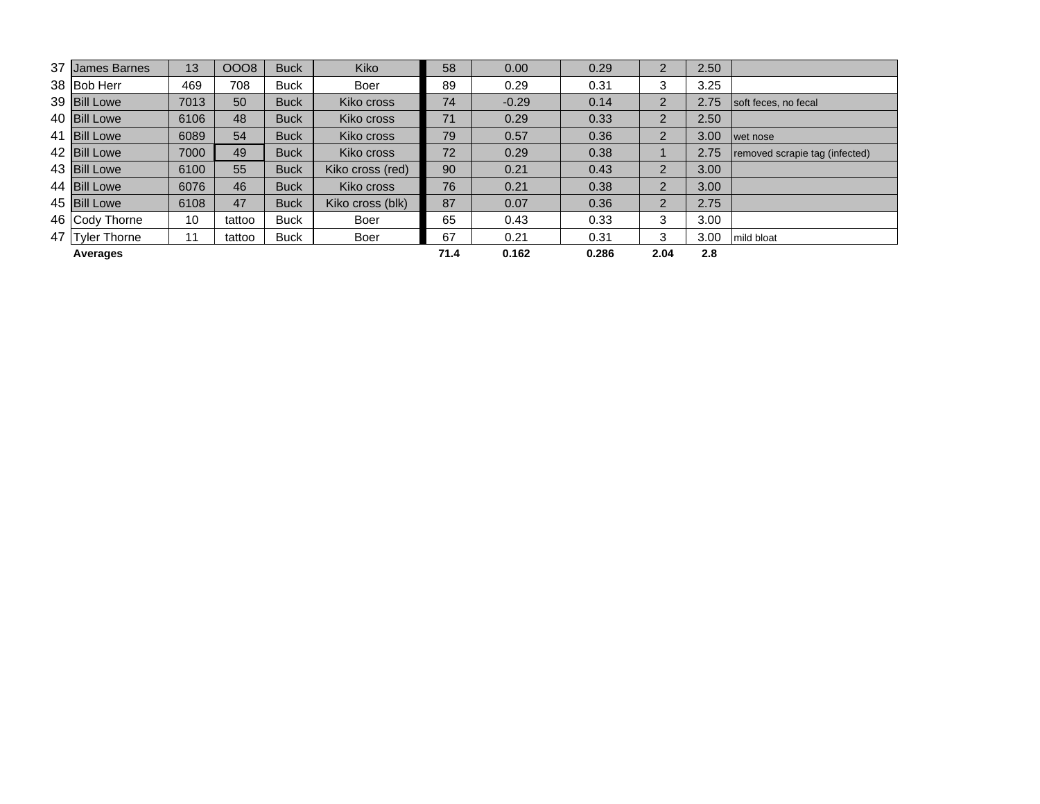| | | | | | | | | | | | |
|---|---|---|---|---|---|---|---|---|---|---|---|
| 37 | James Barnes | 13 | OOO8 | Buck | Kiko | 58 | 0.00 | 0.29 | 2 | 2.50 | |
| 38 | Bob Herr | 469 | 708 | Buck | Boer | 89 | 0.29 | 0.31 | 3 | 3.25 | |
| 39 | Bill Lowe | 7013 | 50 | Buck | Kiko cross | 74 | -0.29 | 0.14 | 2 | 2.75 | soft feces, no fecal |
| 40 | Bill Lowe | 6106 | 48 | Buck | Kiko cross | 71 | 0.29 | 0.33 | 2 | 2.50 | |
| 41 | Bill Lowe | 6089 | 54 | Buck | Kiko cross | 79 | 0.57 | 0.36 | 2 | 3.00 | wet nose |
| 42 | Bill Lowe | 7000 | 49 | Buck | Kiko cross | 72 | 0.29 | 0.38 | 1 | 2.75 | removed scrapie tag (infected) |
| 43 | Bill Lowe | 6100 | 55 | Buck | Kiko cross (red) | 90 | 0.21 | 0.43 | 2 | 3.00 | |
| 44 | Bill Lowe | 6076 | 46 | Buck | Kiko cross | 76 | 0.21 | 0.38 | 2 | 3.00 | |
| 45 | Bill Lowe | 6108 | 47 | Buck | Kiko cross (blk) | 87 | 0.07 | 0.36 | 2 | 2.75 | |
| 46 | Cody Thorne | 10 | tattoo | Buck | Boer | 65 | 0.43 | 0.33 | 3 | 3.00 | |
| 47 | Tyler Thorne | 11 | tattoo | Buck | Boer | 67 | 0.21 | 0.31 | 3 | 3.00 | mild bloat |
| | **Averages** | | | | | **71.4** | **0.162** | **0.286** | **2.04** | **2.8** | |